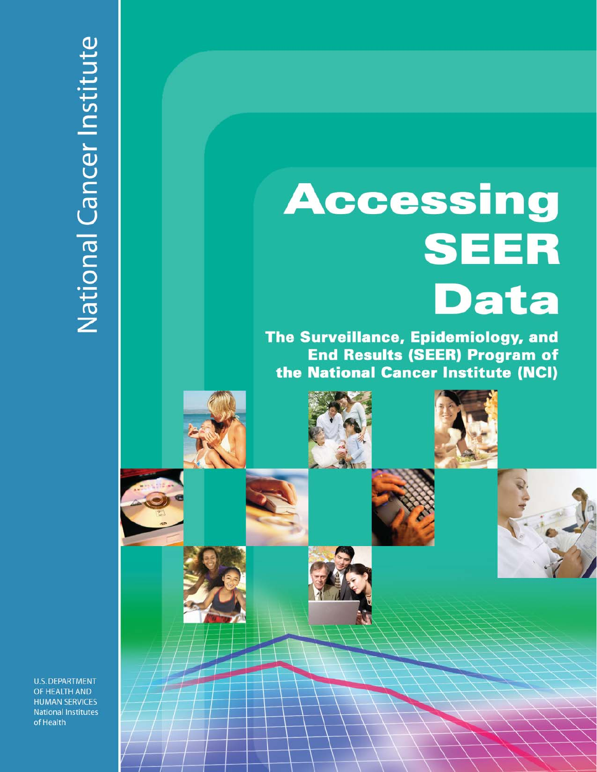National Cancer Institute

# Accessing SEER Data

## The Surveillance, Epidemiology, and End Results (SEER) Program of the National Cancer Institute (NCI)

U.S. DEPARTMENT OF HEALTH AND HUMAN SERVICES
National Institutes of Health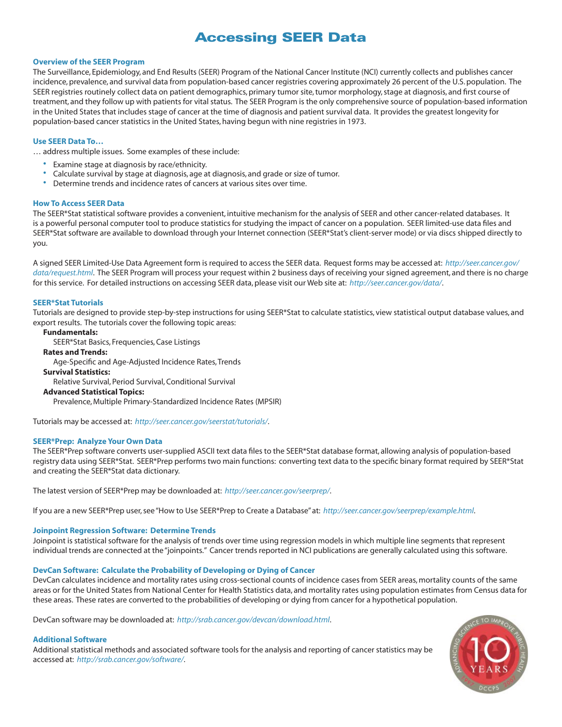# Accessing SEER Data

### Overview of the SEER Program

The Surveillance, Epidemiology, and End Results (SEER) Program of the National Cancer Institute (NCI) currently collects and publishes cancer incidence, prevalence, and survival data from population-based cancer registries covering approximately 26 percent of the U.S. population. The SEER registries routinely collect data on patient demographics, primary tumor site, tumor morphology, stage at diagnosis, and first course of treatment, and they follow up with patients for vital status. The SEER Program is the only comprehensive source of population-based information in the United States that includes stage of cancer at the time of diagnosis and patient survival data. It provides the greatest longevity for population-based cancer statistics in the United States, having begun with nine registries in 1973.

### Use SEER Data To…

… address multiple issues. Some examples of these include:

- Examine stage at diagnosis by race/ethnicity.
- Calculate survival by stage at diagnosis, age at diagnosis, and grade or size of tumor.
- Determine trends and incidence rates of cancers at various sites over time.

### How To Access SEER Data

The SEER*Stat statistical software provides a convenient, intuitive mechanism for the analysis of SEER and other cancer-related databases. It is a powerful personal computer tool to produce statistics for studying the impact of cancer on a population. SEER limited-use data files and SEER*Stat software are available to download through your Internet connection (SEER*Stat's client-server mode) or via discs shipped directly to you.

A signed SEER Limited-Use Data Agreement form is required to access the SEER data. Request forms may be accessed at: *http://seer.cancer.gov/data/request.html*. The SEER Program will process your request within 2 business days of receiving your signed agreement, and there is no charge for this service. For detailed instructions on accessing SEER data, please visit our Web site at: *http://seer.cancer.gov/data/*.

### SEER*Stat Tutorials

Tutorials are designed to provide step-by-step instructions for using SEER*Stat to calculate statistics, view statistical output database values, and export results. The tutorials cover the following topic areas:

**Fundamentals:**
SEER*Stat Basics, Frequencies, Case Listings

**Rates and Trends:**
Age-Specific and Age-Adjusted Incidence Rates, Trends

**Survival Statistics:**
Relative Survival, Period Survival, Conditional Survival

**Advanced Statistical Topics:**
Prevalence, Multiple Primary-Standardized Incidence Rates (MPSIR)

Tutorials may be accessed at: *http://seer.cancer.gov/seerstat/tutorials/*.

### SEER*Prep: Analyze Your Own Data

The SEER*Prep software converts user-supplied ASCII text data files to the SEER*Stat database format, allowing analysis of population-based registry data using SEER*Stat. SEER*Prep performs two main functions: converting text data to the specific binary format required by SEER*Stat and creating the SEER*Stat data dictionary.

The latest version of SEER*Prep may be downloaded at: *http://seer.cancer.gov/seerprep/*.

If you are a new SEER*Prep user, see "How to Use SEER*Prep to Create a Database" at: *http://seer.cancer.gov/seerprep/example.html*.

### Joinpoint Regression Software: Determine Trends

Joinpoint is statistical software for the analysis of trends over time using regression models in which multiple line segments that represent individual trends are connected at the "joinpoints." Cancer trends reported in NCI publications are generally calculated using this software.

### DevCan Software: Calculate the Probability of Developing or Dying of Cancer

DevCan calculates incidence and mortality rates using cross-sectional counts of incidence cases from SEER areas, mortality counts of the same areas or for the United States from National Center for Health Statistics data, and mortality rates using population estimates from Census data for these areas. These rates are converted to the probabilities of developing or dying from cancer for a hypothetical population.

DevCan software may be downloaded at: *http://srab.cancer.gov/devcan/download.html*.

### Additional Software

Additional statistical methods and associated software tools for the analysis and reporting of cancer statistics may be accessed at: *http://srab.cancer.gov/software/*.